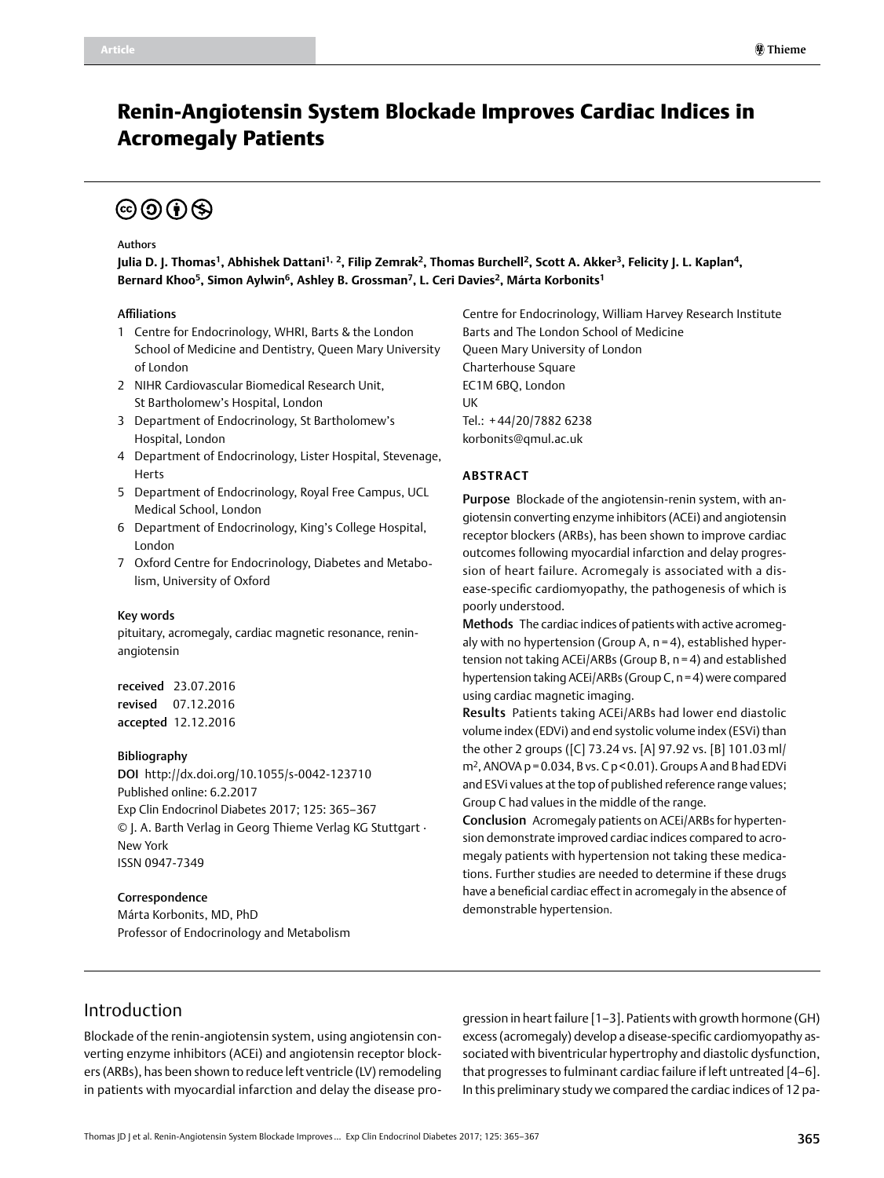# Renin-Angiotensin System Blockade Improves Cardiac Indices in Acromegaly Patients

**Authors**

**Julia D. J. Thomas[1], Abhishek Dattani[1, 2], Filip Zemrak[2], Thomas Burchell[2], Scott A. Akker[3], Felicity J. L. Kaplan[4], Bernard Khoo[5], Simon Aylwin[6], Ashley B. Grossman[7], L. Ceri Davies[2], Márta Korbonits[1]**

**Affiliations**

1. Centre for Endocrinology, WHRI, Barts & the London School of Medicine and Dentistry, Queen Mary University of London
2. NIHR Cardiovascular Biomedical Research Unit, St Bartholomew's Hospital, London
3. Department of Endocrinology, St Bartholomew's Hospital, London
4. Department of Endocrinology, Lister Hospital, Stevenage, Herts
5. Department of Endocrinology, Royal Free Campus, UCL Medical School, London
6. Department of Endocrinology, King's College Hospital, London
7. Oxford Centre for Endocrinology, Diabetes and Metabolism, University of Oxford

**Key words**

pituitary, acromegaly, cardiac magnetic resonance, renin-angiotensin

**received** 23.07.2016
**revised** 07.12.2016
**accepted** 12.12.2016

**Bibliography**

DOI http://dx.doi.org/10.1055/s-0042-123710
Published online: 6.2.2017
Exp Clin Endocrinol Diabetes 2017; 125: 365–367
© J. A. Barth Verlag in Georg Thieme Verlag KG Stuttgart · New York
ISSN 0947-7349

**Correspondence**

Márta Korbonits, MD, PhD
Professor of Endocrinology and Metabolism
Centre for Endocrinology, William Harvey Research Institute
Barts and The London School of Medicine
Queen Mary University of London
Charterhouse Square
EC1M 6BQ, London
UK
Tel.: +44/20/7882 6238
korbonits@qmul.ac.uk

## ABSTRACT

**Purpose** Blockade of the angiotensin-renin system, with angiotensin converting enzyme inhibitors (ACEi) and angiotensin receptor blockers (ARBs), has been shown to improve cardiac outcomes following myocardial infarction and delay progression of heart failure. Acromegaly is associated with a disease-specific cardiomyopathy, the pathogenesis of which is poorly understood.

**Methods** The cardiac indices of patients with active acromegaly with no hypertension (Group A, n = 4), established hypertension not taking ACEi/ARBs (Group B, n = 4) and established hypertension taking ACEi/ARBs (Group C, n = 4) were compared using cardiac magnetic imaging.

**Results** Patients taking ACEi/ARBs had lower end diastolic volume index (EDVi) and end systolic volume index (ESVi) than the other 2 groups ([C] 73.24 vs. [A] 97.92 vs. [B] 101.03 ml/m$^2$, ANOVA $p = 0.034$, B vs. C $p < 0.01$). Groups A and B had EDVi and ESVi values at the top of published reference range values; Group C had values in the middle of the range.

**Conclusion** Acromegaly patients on ACEi/ARBs for hypertension demonstrate improved cardiac indices compared to acromegaly patients with hypertension not taking these medications. Further studies are needed to determine if these drugs have a beneficial cardiac effect in acromegaly in the absence of demonstrable hypertension.

## Introduction

Blockade of the renin-angiotensin system, using angiotensin converting enzyme inhibitors (ACEi) and angiotensin receptor blockers (ARBs), has been shown to reduce left ventricle (LV) remodeling in patients with myocardial infarction and delay the disease progression in heart failure [1–3]. Patients with growth hormone (GH) excess (acromegaly) develop a disease-specific cardiomyopathy associated with biventricular hypertrophy and diastolic dysfunction, that progresses to fulminant cardiac failure if left untreated [4–6]. In this preliminary study we compared the cardiac indices of 12 pa-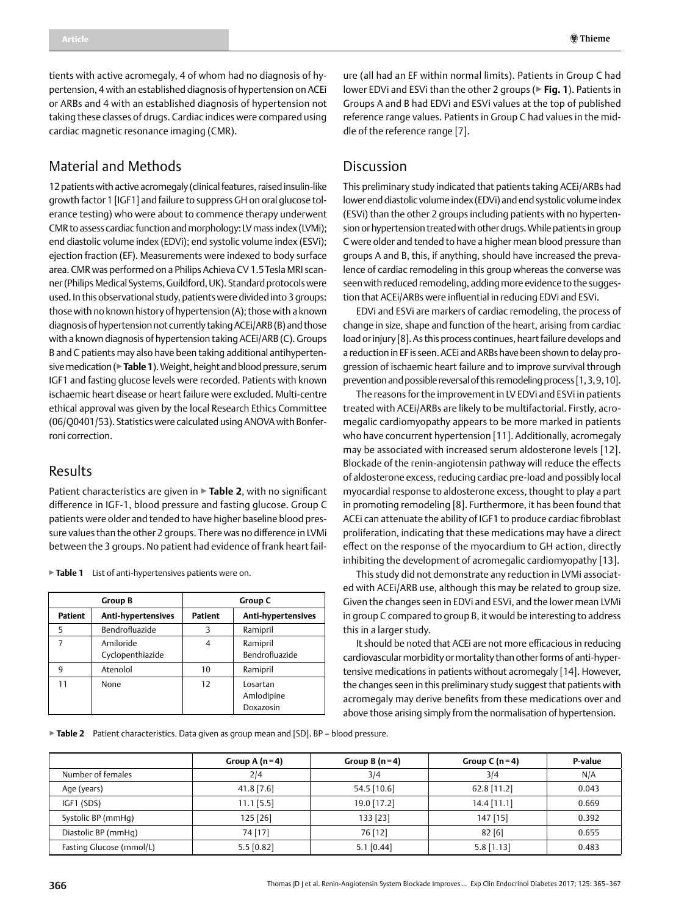tients with active acromegaly, 4 of whom had no diagnosis of hypertension, 4 with an established diagnosis of hypertension on ACEi or ARBs and 4 with an established diagnosis of hypertension not taking these classes of drugs. Cardiac indices were compared using cardiac magnetic resonance imaging (CMR).

## Material and Methods

12 patients with active acromegaly (clinical features, raised insulin-like growth factor 1 [IGF1] and failure to suppress GH on oral glucose tolerance testing) who were about to commence therapy underwent CMR to assess cardiac function and morphology: LV mass index (LVMi); end diastolic volume index (EDVi); end systolic volume index (ESVi); ejection fraction (EF). Measurements were indexed to body surface area. CMR was performed on a Philips Achieva CV 1.5 Tesla MRI scanner (Philips Medical Systems, Guildford, UK). Standard protocols were used. In this observational study, patients were divided into 3 groups: those with no known history of hypertension (A); those with a known diagnosis of hypertension not currently taking ACEi/ARB (B) and those with a known diagnosis of hypertension taking ACEi/ARB (C). Groups B and C patients may also have been taking additional antihypertensive medication (▶ **Table 1**). Weight, height and blood pressure, serum IGF1 and fasting glucose levels were recorded. Patients with known ischaemic heart disease or heart failure were excluded. Multi-centre ethical approval was given by the local Research Ethics Committee (06/Q0401/53). Statistics were calculated using ANOVA with Bonferroni correction.

## Results

Patient characteristics are given in ▶ **Table 2**, with no significant difference in IGF-1, blood pressure and fasting glucose. Group C patients were older and tended to have higher baseline blood pressure values than the other 2 groups. There was no difference in LVMi between the 3 groups. No patient had evidence of frank heart failure (all had an EF within normal limits). Patients in Group C had lower EDVi and ESVi than the other 2 groups (▶ **Fig. 1**). Patients in Groups A and B had EDVi and ESVi values at the top of published reference range values. Patients in Group C had values in the middle of the reference range [7].

▶ **Table 1** List of anti-hypertensives patients were on.

| Group B | | Group C | |
|---|---|---|---|
| **Patient** | **Anti-hypertensives** | **Patient** | **Anti-hypertensives** |
| 5 | Bendrofluazide | 3 | Ramipril |
| 7 | Amiloride Cyclopenthiazide | 4 | Ramipril Bendrofluazide |
| 9 | Atenolol | 10 | Ramipril |
| 11 | None | 12 | Losartan Amlodipine Doxazosin |

## Discussion

This preliminary study indicated that patients taking ACEi/ARBs had lower end diastolic volume index (EDVi) and end systolic volume index (ESVi) than the other 2 groups including patients with no hypertension or hypertension treated with other drugs. While patients in group C were older and tended to have a higher mean blood pressure than groups A and B, this, if anything, should have increased the prevalence of cardiac remodeling in this group whereas the converse was seen with reduced remodeling, adding more evidence to the suggestion that ACEi/ARBs were influential in reducing EDVi and ESVi.

EDVi and ESVi are markers of cardiac remodeling, the process of change in size, shape and function of the heart, arising from cardiac load or injury [8]. As this process continues, heart failure develops and a reduction in EF is seen. ACEi and ARBs have been shown to delay progression of ischaemic heart failure and to improve survival through prevention and possible reversal of this remodeling process [1, 3, 9, 10].

The reasons for the improvement in LV EDVi and ESVi in patients treated with ACEi/ARBs are likely to be multifactorial. Firstly, acromegalic cardiomyopathy appears to be more marked in patients who have concurrent hypertension [11]. Additionally, acromegaly may be associated with increased serum aldosterone levels [12]. Blockade of the renin-angiotensin pathway will reduce the effects of aldosterone excess, reducing cardiac pre-load and possibly local myocardial response to aldosterone excess, thought to play a part in promoting remodeling [8]. Furthermore, it has been found that ACEi can attenuate the ability of IGF1 to produce cardiac fibroblast proliferation, indicating that these medications may have a direct effect on the response of the myocardium to GH action, directly inhibiting the development of acromegalic cardiomyopathy [13].

This study did not demonstrate any reduction in LVMi associated with ACEi/ARB use, although this may be related to group size. Given the changes seen in EDVi and ESVi, and the lower mean LVMi in group C compared to group B, it would be interesting to address this in a larger study.

It should be noted that ACEi are not more efficacious in reducing cardiovascular morbidity or mortality than other forms of anti-hypertensive medications in patients without acromegaly [14]. However, the changes seen in this preliminary study suggest that patients with acromegaly may derive benefits from these medications over and above those arising simply from the normalisation of hypertension.

▶ **Table 2** Patient characteristics. Data given as group mean and [SD]. BP – blood pressure.

| | Group A (n = 4) | Group B (n = 4) | Group C (n = 4) | P-value |
|---|---|---|---|---|
| Number of females | 2/4 | 3/4 | 3/4 | N/A |
| Age (years) | 41.8 [7.6] | 54.5 [10.6] | 62.8 [11.2] | 0.043 |
| IGF1 (SDS) | 11.1 [5.5] | 19.0 [17.2] | 14.4 [11.1] | 0.669 |
| Systolic BP (mmHg) | 125 [26] | 133 [23] | 147 [15] | 0.392 |
| Diastolic BP (mmHg) | 74 [17] | 76 [12] | 82 [6] | 0.655 |
| Fasting Glucose (mmol/L) | 5.5 [0.82] | 5.1 [0.44] | 5.8 [1.13] | 0.483 |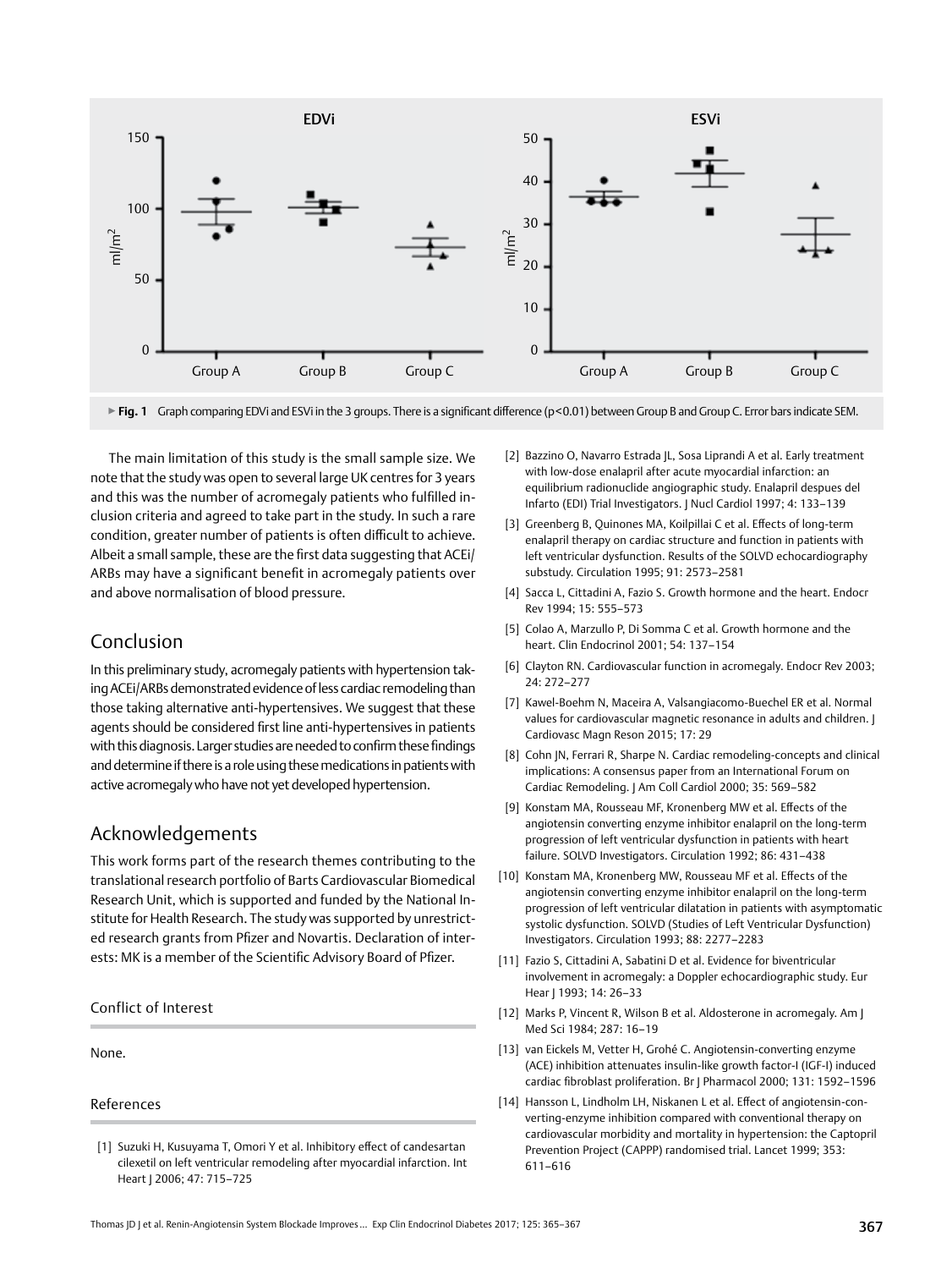EDVi

150
100
50
0
ml/m²
Group A
Group B
Group C

ESVi

50
40
30
20
10
0
ml/m²
Group A
Group B
Group C

▶ **Fig. 1** Graph comparing EDVi and ESVi in the 3 groups. There is a significant difference ($p<0.01$) between Group B and Group C. Error bars indicate SEM.

The main limitation of this study is the small sample size. We note that the study was open to several large UK centres for 3 years and this was the number of acromegaly patients who fulfilled inclusion criteria and agreed to take part in the study. In such a rare condition, greater number of patients is often difficult to achieve. Albeit a small sample, these are the first data suggesting that ACEi/ARBs may have a significant benefit in acromegaly patients over and above normalisation of blood pressure.

## Conclusion

In this preliminary study, acromegaly patients with hypertension taking ACEi/ARBs demonstrated evidence of less cardiac remodeling than those taking alternative anti-hypertensives. We suggest that these agents should be considered first line anti-hypertensives in patients with this diagnosis. Larger studies are needed to confirm these findings and determine if there is a role using these medications in patients with active acromegaly who have not yet developed hypertension.

## Acknowledgements

This work forms part of the research themes contributing to the translational research portfolio of Barts Cardiovascular Biomedical Research Unit, which is supported and funded by the National Institute for Health Research. The study was supported by unrestricted research grants from Pfizer and Novartis. Declaration of interests: MK is a member of the Scientific Advisory Board of Pfizer.

### Conflict of Interest

None.

### References

[1] Suzuki H, Kusuyama T, Omori Y et al. Inhibitory effect of candesartan cilexetil on left ventricular remodeling after myocardial infarction. Int Heart J 2006; 47: 715–725

[2] Bazzino O, Navarro Estrada JL, Sosa Liprandi A et al. Early treatment with low-dose enalapril after acute myocardial infarction: an equilibrium radionuclide angiographic study. Enalapril despues del Infarto (EDI) Trial Investigators. J Nucl Cardiol 1997; 4: 133–139

[3] Greenberg B, Quinones MA, Koilpillai C et al. Effects of long-term enalapril therapy on cardiac structure and function in patients with left ventricular dysfunction. Results of the SOLVD echocardiography substudy. Circulation 1995; 91: 2573–2581

[4] Sacca L, Cittadini A, Fazio S. Growth hormone and the heart. Endocr Rev 1994; 15: 555–573

[5] Colao A, Marzullo P, Di Somma C et al. Growth hormone and the heart. Clin Endocrinol 2001; 54: 137–154

[6] Clayton RN. Cardiovascular function in acromegaly. Endocr Rev 2003; 24: 272–277

[7] Kawel-Boehm N, Maceira A, Valsangiacomo-Buechel ER et al. Normal values for cardiovascular magnetic resonance in adults and children. J Cardiovasc Magn Reson 2015; 17: 29

[8] Cohn JN, Ferrari R, Sharpe N. Cardiac remodeling-concepts and clinical implications: A consensus paper from an International Forum on Cardiac Remodeling. J Am Coll Cardiol 2000; 35: 569–582

[9] Konstam MA, Rousseau MF, Kronenberg MW et al. Effects of the angiotensin converting enzyme inhibitor enalapril on the long-term progression of left ventricular dysfunction in patients with heart failure. SOLVD Investigators. Circulation 1992; 86: 431–438

[10] Konstam MA, Kronenberg MW, Rousseau MF et al. Effects of the angiotensin converting enzyme inhibitor enalapril on the long-term progression of left ventricular dilatation in patients with asymptomatic systolic dysfunction. SOLVD (Studies of Left Ventricular Dysfunction) Investigators. Circulation 1993; 88: 2277–2283

[11] Fazio S, Cittadini A, Sabatini D et al. Evidence for biventricular involvement in acromegaly: a Doppler echocardiographic study. Eur Hear J 1993; 14: 26–33

[12] Marks P, Vincent R, Wilson B et al. Aldosterone in acromegaly. Am J Med Sci 1984; 287: 16–19

[13] van Eickels M, Vetter H, Grohé C. Angiotensin-converting enzyme (ACE) inhibition attenuates insulin-like growth factor-I (IGF-I) induced cardiac fibroblast proliferation. Br J Pharmacol 2000; 131: 1592–1596

[14] Hansson L, Lindholm LH, Niskanen L et al. Effect of angiotensin-converting-enzyme inhibition compared with conventional therapy on cardiovascular morbidity and mortality in hypertension: the Captopril Prevention Project (CAPPP) randomised trial. Lancet 1999; 353: 611–616